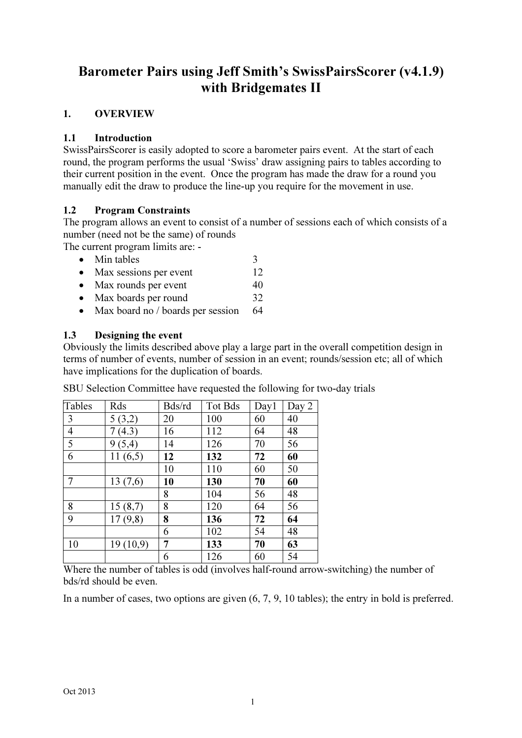# Barometer Pairs using Jeff Smith's SwissPairsScorer (v4.1.9) with Bridgemates II

## 1. OVERVIEW

### 1.1 Introduction

SwissPairsScorer is easily adopted to score a barometer pairs event. At the start of each round, the program performs the usual 'Swiss' draw assigning pairs to tables according to their current position in the event. Once the program has made the draw for a round you manually edit the draw to produce the line-up you require for the movement in use.

### 1.2 Program Constraints

The program allows an event to consist of a number of sessions each of which consists of a number (need not be the same) of rounds

The current program limits are: -

- Min tables 3
- Max sessions per event 12
- Max rounds per event 40
- Max boards per round 32
- Max board no / boards per session 64

### 1.3 Designing the event

Obviously the limits described above play a large part in the overall competition design in terms of number of events, number of session in an event; rounds/session etc; all of which have implications for the duplication of boards.

SBU Selection Committee have requested the following for two-day trials

| Tables | Rds | Bds/rd | Tot Bds | Day1 | Day 2 |
|---|---|---|---|---|---|
| 3 | 5 (3,2) | 20 | 100 | 60 | 40 |
| 4 | 7 (4.3) | 16 | 112 | 64 | 48 |
| 5 | 9 (5,4) | 14 | 126 | 70 | 56 |
| 6 | 11 (6,5) | **12** | **132** | **72** | **60** |
| | | 10 | 110 | 60 | 50 |
| 7 | 13 (7,6) | **10** | **130** | **70** | **60** |
| | | 8 | 104 | 56 | 48 |
| 8 | 15 (8,7) | 8 | 120 | 64 | 56 |
| 9 | 17 (9,8) | **8** | **136** | **72** | **64** |
| | | 6 | 102 | 54 | 48 |
| 10 | 19 (10,9) | **7** | **133** | **70** | **63** |
| | | 6 | 126 | 60 | 54 |

Where the number of tables is odd (involves half-round arrow-switching) the number of bds/rd should be even.

In a number of cases, two options are given (6, 7, 9, 10 tables); the entry in bold is preferred.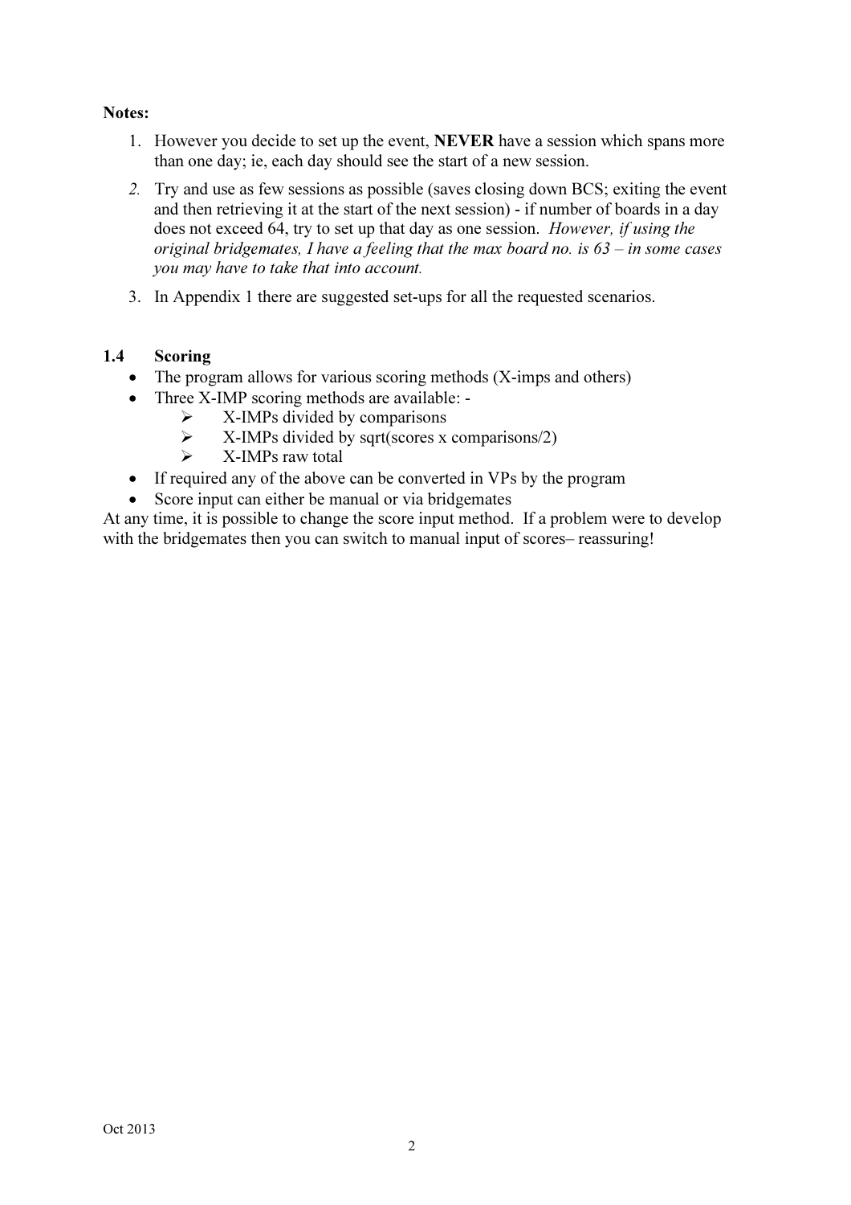**Notes:**

1. However you decide to set up the event, **NEVER** have a session which spans more than one day; ie, each day should see the start of a new session.
2. Try and use as few sessions as possible (saves closing down BCS; exiting the event and then retrieving it at the start of the next session) - if number of boards in a day does not exceed 64, try to set up that day as one session. *However, if using the original bridgemates, I have a feeling that the max board no. is 63 – in some cases you may have to take that into account.*
3. In Appendix 1 there are suggested set-ups for all the requested scenarios.

### 1.4 Scoring

- The program allows for various scoring methods (X-imps and others)
- Three X-IMP scoring methods are available: -
  - X-IMPs divided by comparisons
  - X-IMPs divided by sqrt(scores x comparisons/2)
  - X-IMPs raw total
- If required any of the above can be converted in VPs by the program
- Score input can either be manual or via bridgemates

At any time, it is possible to change the score input method. If a problem were to develop with the bridgemates then you can switch to manual input of scores– reassuring!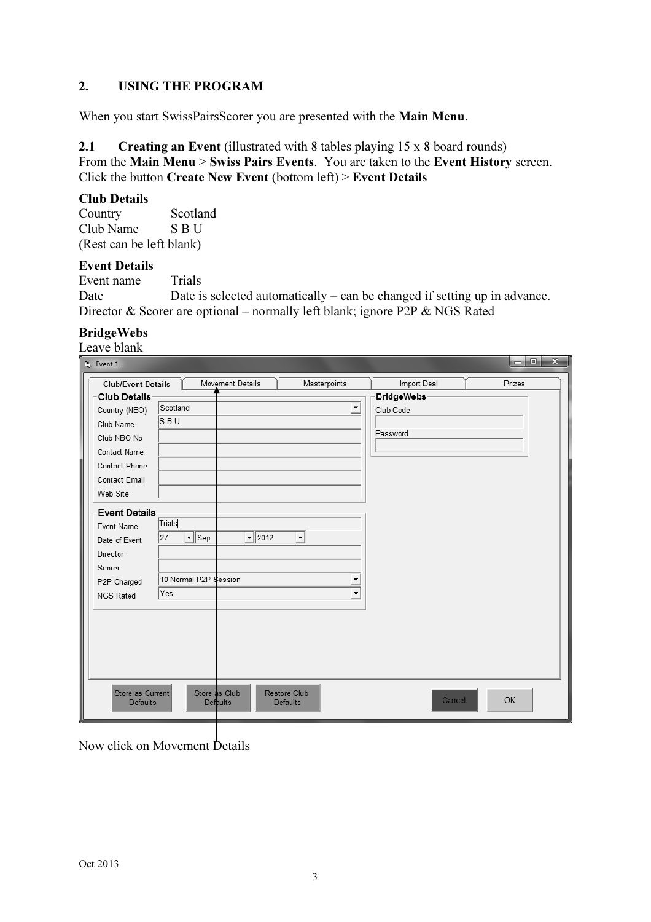## 2. USING THE PROGRAM

When you start SwissPairsScorer you are presented with the **Main Menu**.

### 2.1 Creating an Event (illustrated with 8 tables playing 15 x 8 board rounds)

From the **Main Menu** > **Swiss Pairs Events**. You are taken to the **Event History** screen. Click the button **Create New Event** (bottom left) > **Event Details**

**Club Details**

Country Scotland
Club Name S B U
(Rest can be left blank)

**Event Details**

Event name Trials
Date Date is selected automatically – can be changed if setting up in advance.
Director & Scorer are optional – normally left blank; ignore P2P & NGS Rated

**BridgeWebs**

Leave blank

Now click on Movement Details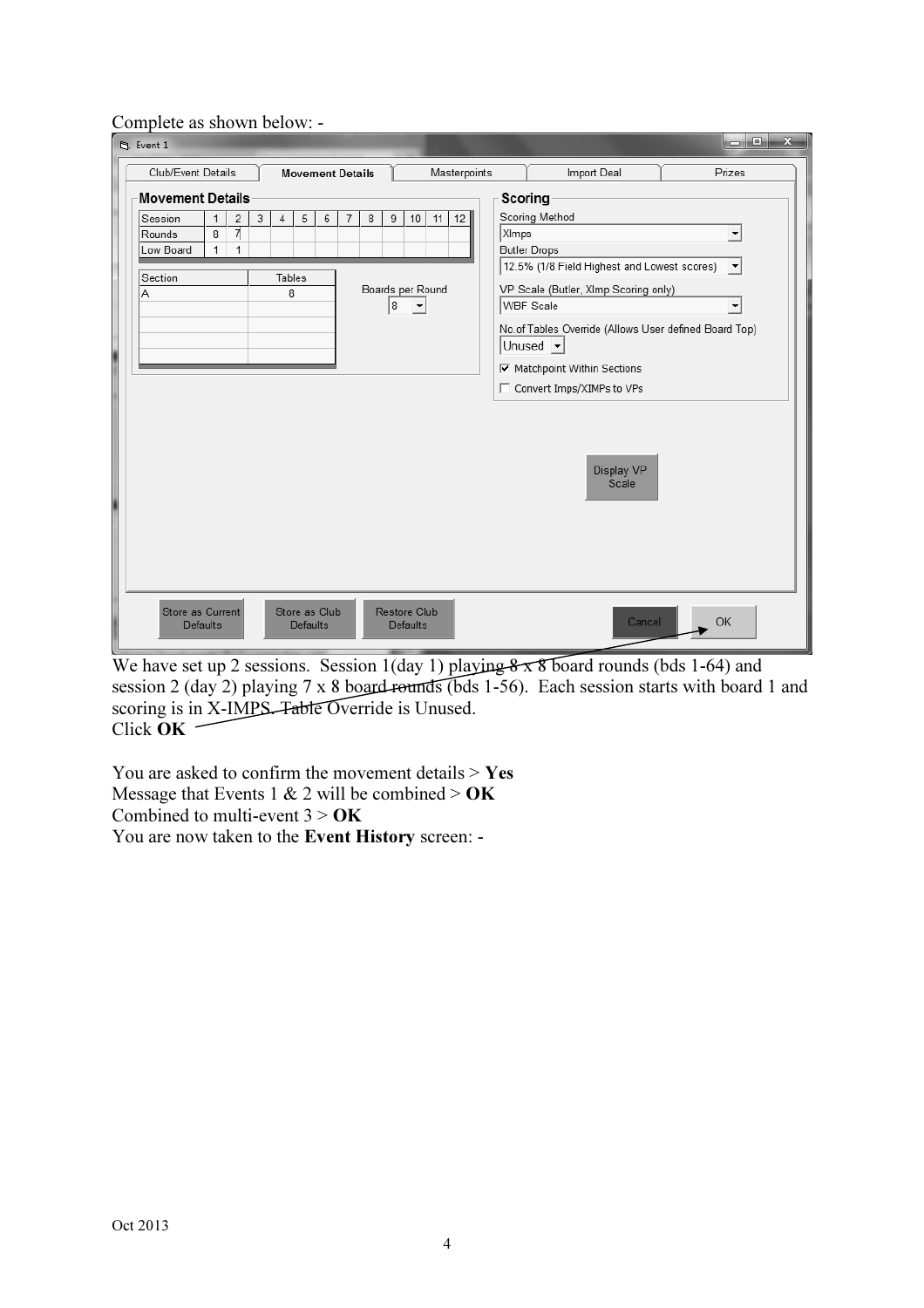Complete as shown below: -

| Session | 1 | 2 | 3 | 4 | 5 | 6 | 7 | 8 | 9 | 10 | 11 | 12 |
|---|---|---|---|---|---|---|---|---|---|---|---|---|
| Rounds | 8 | 7 | | | | | | | | | | |
| Low Board | 1 | 1 | | | | | | | | | | |

| Section | Tables |
|---|---|
| A | 8 |

Boards per Round: 8

**Scoring**

- Scoring Method: XImps
- Butler Drops: 12.5% (1/8 Field Highest and Lowest scores)
- VP Scale (Butler, XImp Scoring only): WBF Scale
- No.of Tables Override (Allows User defined Board Top): Unused
- [x] Matchpoint Within Sections
- [ ] Convert Imps/XIMPs to VPs

We have set up 2 sessions. Session 1(day 1) playing 8 x 8 board rounds (bds 1-64) and session 2 (day 2) playing 7 x 8 board rounds (bds 1-56). Each session starts with board 1 and scoring is in X-IMPS. Table Override is Unused.
Click **OK**

You are asked to confirm the movement details > **Yes**
Message that Events 1 & 2 will be combined > **OK**
Combined to multi-event 3 > **OK**
You are now taken to the **Event History** screen: -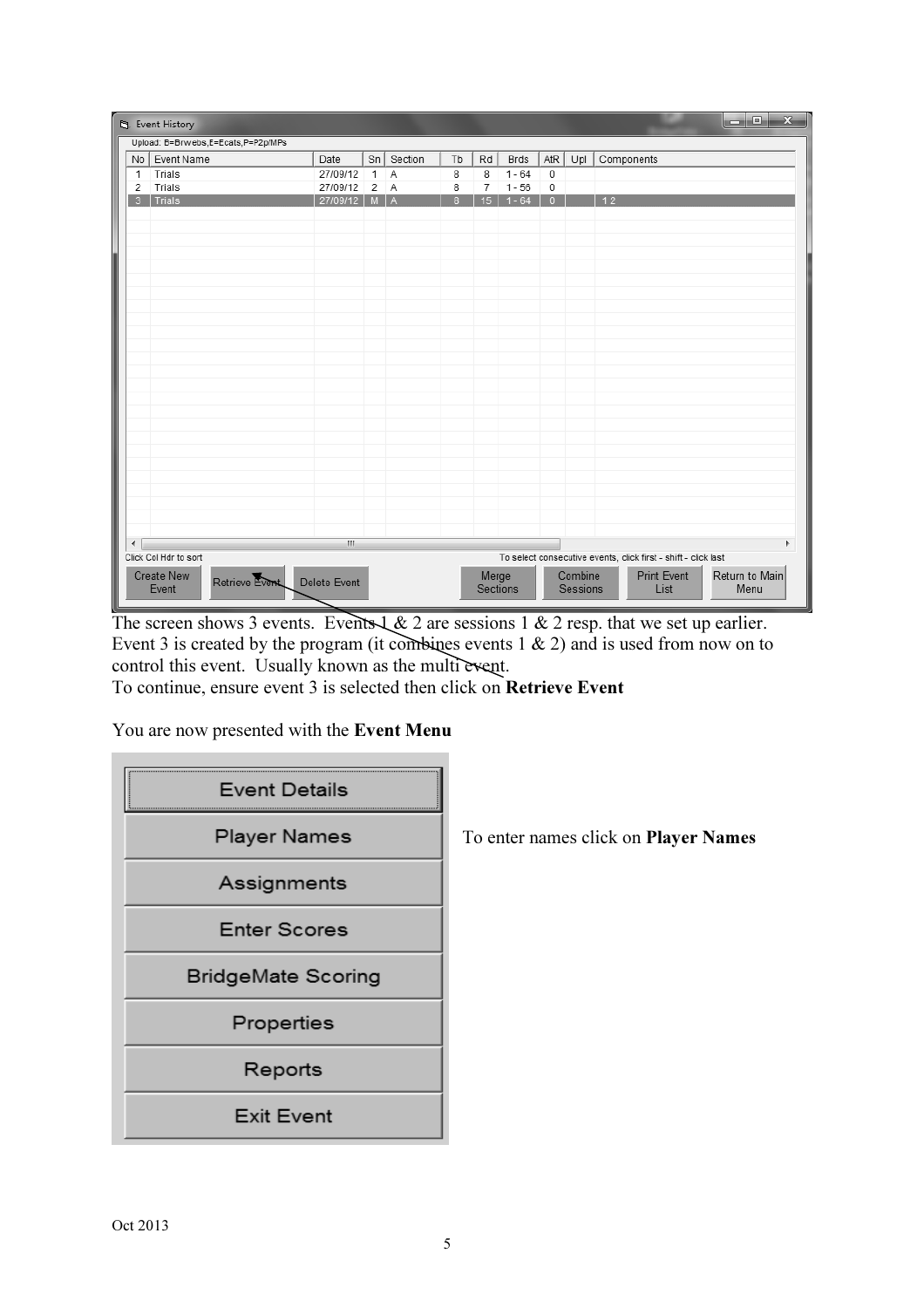The screen shows 3 events. Events 1 & 2 are sessions 1 & 2 resp. that we set up earlier. Event 3 is created by the program (it combines events 1 & 2) and is used from now on to control this event. Usually known as the multi event.

To continue, ensure event 3 is selected then click on **Retrieve Event**

You are now presented with the **Event Menu**

To enter names click on **Player Names**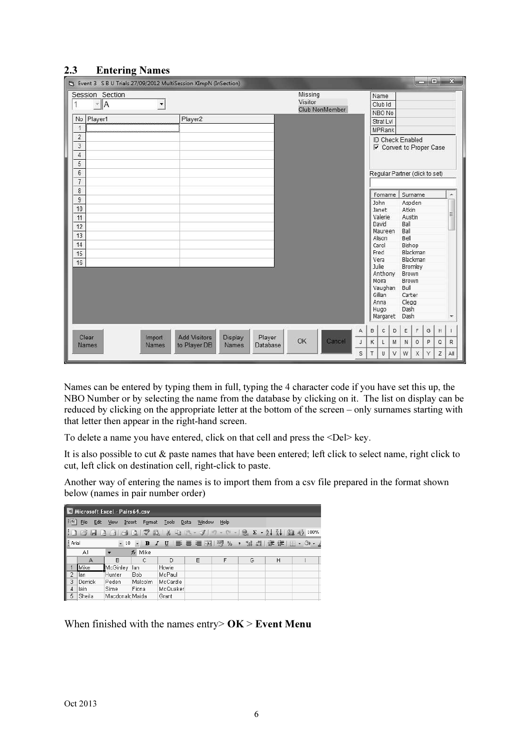## 2.3 Entering Names

Names can be entered by typing them in full, typing the 4 character code if you have set this up, the NBO Number or by selecting the name from the database by clicking on it. The list on display can be reduced by clicking on the appropriate letter at the bottom of the screen – only surnames starting with that letter then appear in the right-hand screen.

To delete a name you have entered, click on that cell and press the <Del> key.

It is also possible to cut & paste names that have been entered; left click to select name, right click to cut, left click on destination cell, right-click to paste.

Another way of entering the names is to import them from a csv file prepared in the format shown below (names in pair number order)

| | A | B | C | D |
|---|---|---|---|---|
| 1 | Mike | McGinley | Ian | Howie |
| 2 | Ian | Hunter | Bob | McPaul |
| 3 | Derrick | Peden | Malcolm | McCardle |
| 4 | Iain | Sime | Fiona | McQuaker |
| 5 | Sheila | Macdonald | Maida | Grant |

When finished with the names entry> **OK** > **Event Menu**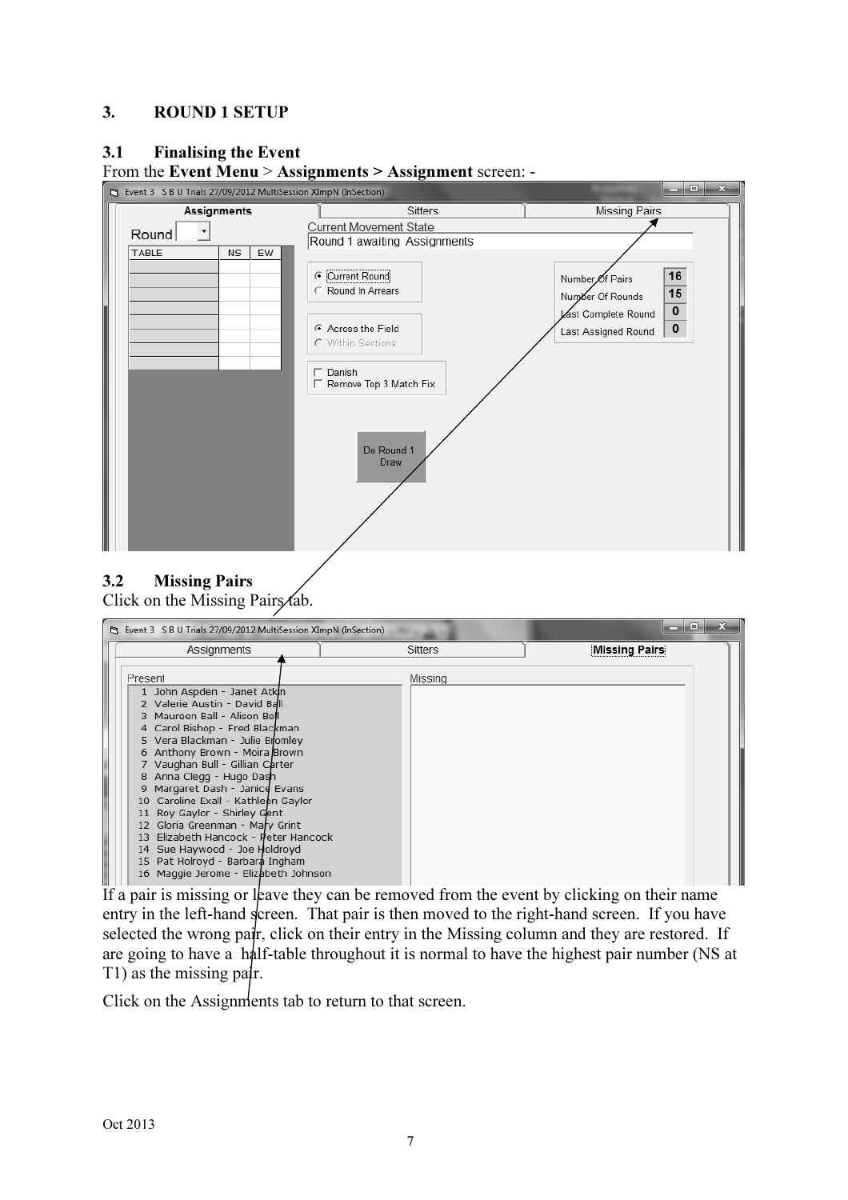## 3. ROUND 1 SETUP

### 3.1 Finalising the Event

From the **Event Menu** > **Assignments > Assignment** screen: -

### 3.2 Missing Pairs

Click on the Missing Pairs tab.

If a pair is missing or leave they can be removed from the event by clicking on their name entry in the left-hand screen. That pair is then moved to the right-hand screen. If you have selected the wrong pair, click on their entry in the Missing column and they are restored. If are going to have a half-table throughout it is normal to have the highest pair number (NS at T1) as the missing pair.

Click on the Assignments tab to return to that screen.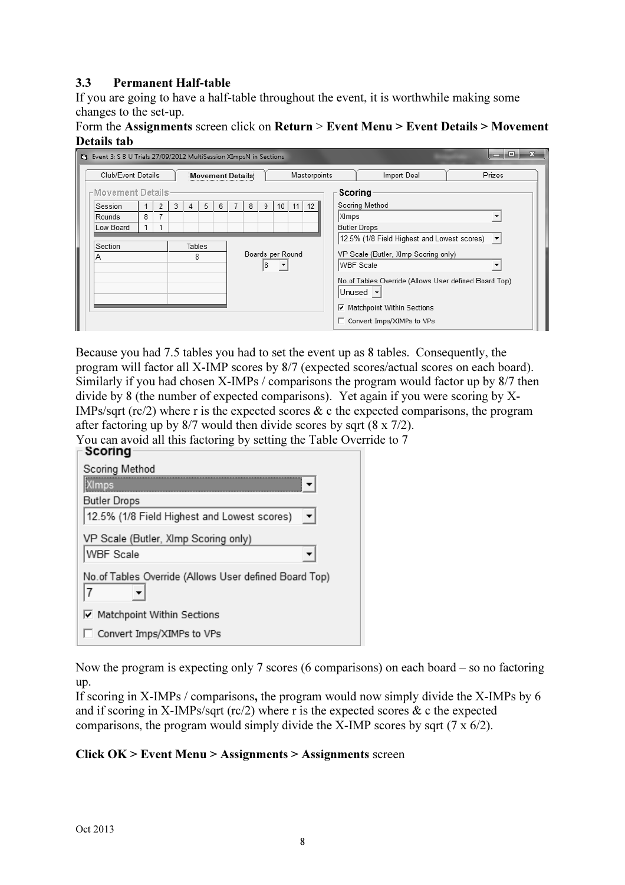### 3.3 Permanent Half-table

If you are going to have a half-table throughout the event, it is worthwhile making some changes to the set-up.

Form the **Assignments** screen click on **Return** > **Event Menu > Event Details > Movement Details tab**

Because you had 7.5 tables you had to set the event up as 8 tables. Consequently, the program will factor all X-IMP scores by 8/7 (expected scores/actual scores on each board). Similarly if you had chosen X-IMPs / comparisons the program would factor up by 8/7 then divide by 8 (the number of expected comparisons). Yet again if you were scoring by X-IMPs/sqrt (rc/2) where r is the expected scores & c the expected comparisons, the program after factoring up by 8/7 would then divide scores by sqrt (8 x 7/2).

You can avoid all this factoring by setting the Table Override to 7

Now the program is expecting only 7 scores (6 comparisons) on each board – so no factoring up.

If scoring in X-IMPs / comparisons**,** the program would now simply divide the X-IMPs by 6 and if scoring in X-IMPs/sqrt (rc/2) where r is the expected scores & c the expected comparisons, the program would simply divide the X-IMP scores by sqrt (7 x 6/2).

**Click OK > Event Menu > Assignments > Assignments** screen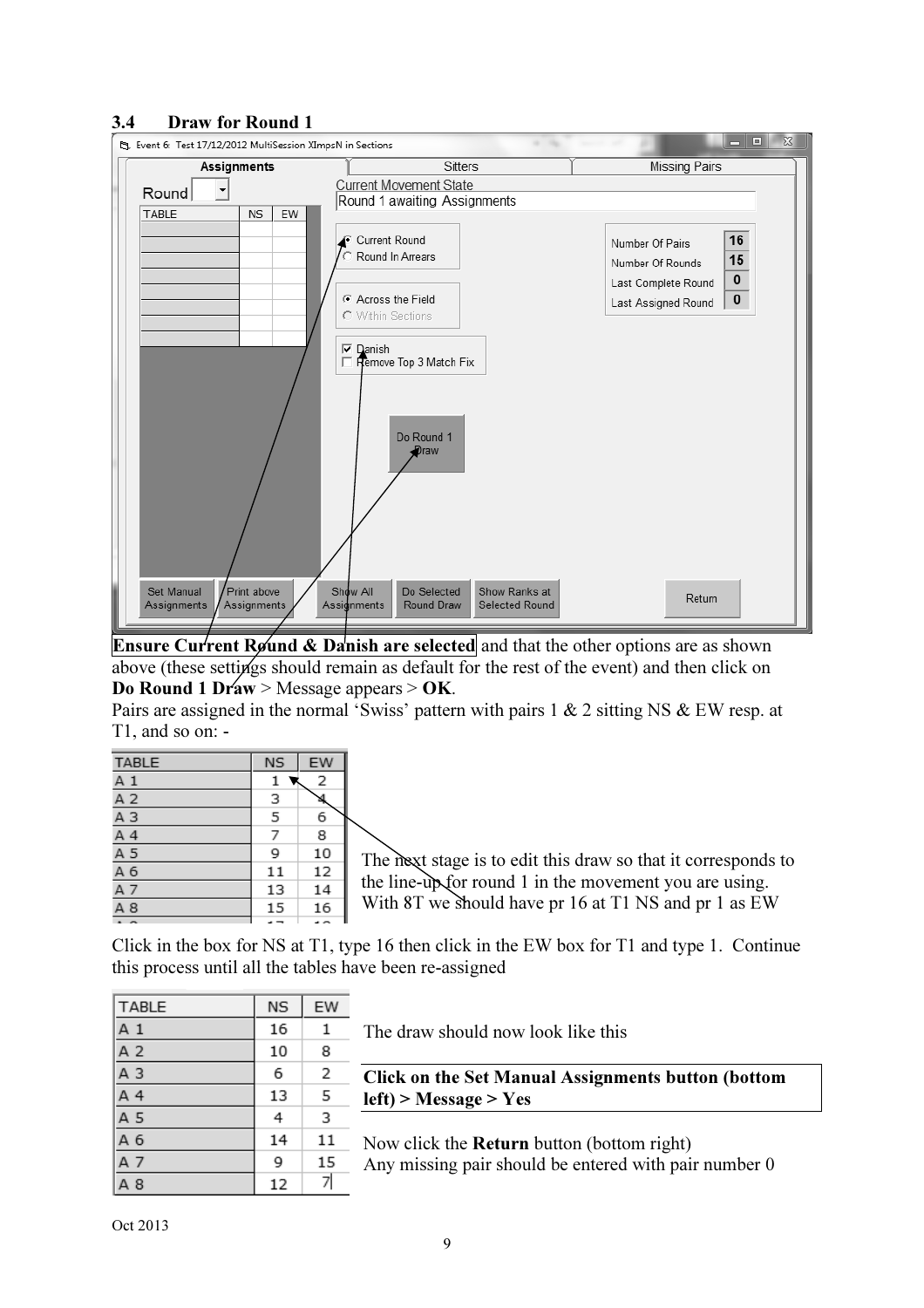### 3.4 Draw for Round 1

Event 6: Test 17/12/2012 MultiSession XImpsN in Sections

Assignments | Sitters | Missing Pairs

Round

Current Movement State: Round 1 awaiting Assignments

| TABLE | NS | EW |
|---|---|---|

- Current Round
- Round In Arrears

- Across the Field
- Within Sections

- [x] Danish
- [ ] Remove Top 3 Match Fix

| | |
|---|---|
| Number Of Pairs | 16 |
| Number Of Rounds | 15 |
| Last Complete Round | 0 |
| Last Assigned Round | 0 |

Do Round 1 Draw

Set Manual Assignments | Print above Assignments | Show All Assignments | Do Selected Round Draw | Show Ranks at Selected Round | Return

**Ensure Current Round & Danish are selected** and that the other options are as shown above (these settings should remain as default for the rest of the event) and then click on **Do Round 1 Draw** > Message appears > **OK**.

Pairs are assigned in the normal 'Swiss' pattern with pairs 1 & 2 sitting NS & EW resp. at T1, and so on: -

| TABLE | NS | EW |
|---|---|---|
| A 1 | 1 | 2 |
| A 2 | 3 | 4 |
| A 3 | 5 | 6 |
| A 4 | 7 | 8 |
| A 5 | 9 | 10 |
| A 6 | 11 | 12 |
| A 7 | 13 | 14 |
| A 8 | 15 | 16 |

The next stage is to edit this draw so that it corresponds to the line-up for round 1 in the movement you are using. With 8T we should have pr 16 at T1 NS and pr 1 as EW

Click in the box for NS at T1, type 16 then click in the EW box for T1 and type 1. Continue this process until all the tables have been re-assigned

| TABLE | NS | EW |
|---|---|---|
| A 1 | 16 | 1 |
| A 2 | 10 | 8 |
| A 3 | 6 | 2 |
| A 4 | 13 | 5 |
| A 5 | 4 | 3 |
| A 6 | 14 | 11 |
| A 7 | 9 | 15 |
| A 8 | 12 | 7 |

The draw should now look like this

**Click on the Set Manual Assignments button (bottom left) > Message > Yes**

Now click the **Return** button (bottom right)
Any missing pair should be entered with pair number 0

Oct 2013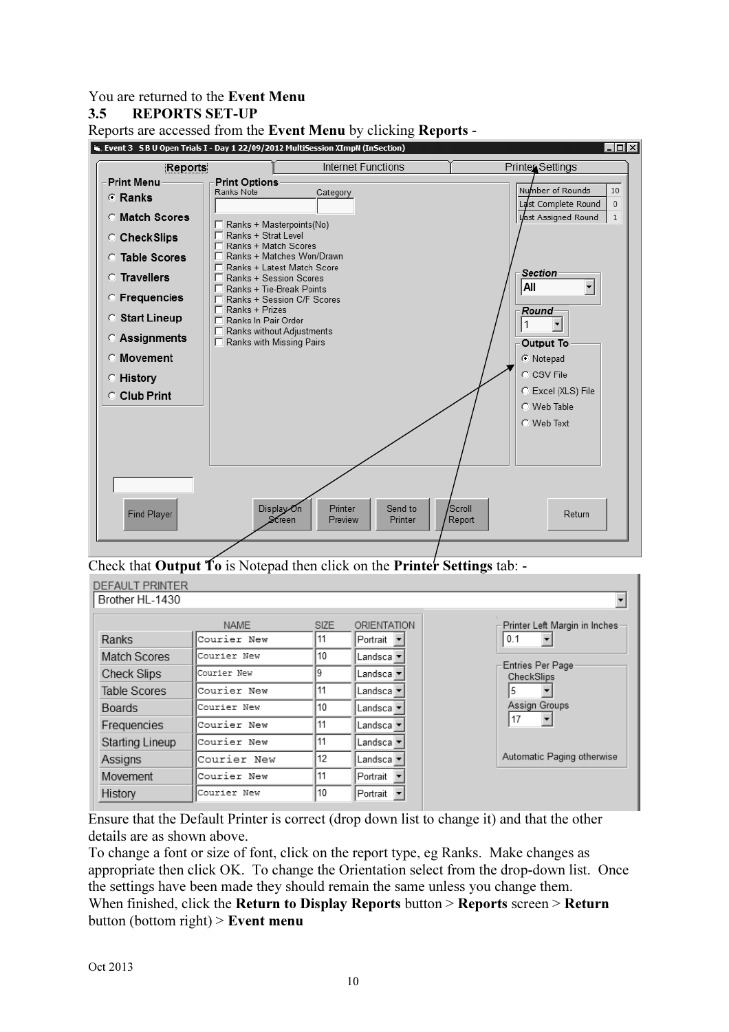You are returned to the **Event Menu**

## 3.5 REPORTS SET-UP

Reports are accessed from the **Event Menu** by clicking **Reports** -

Event 3 S B U Open Trials I - Day 1 22/09/2012 MultiSession XImpN (InSection)

Reports | Internet Functions | Printer Settings

**Print Menu**
- Ranks
- Match Scores
- CheckSlips
- Table Scores
- Travellers
- Frequencies
- Start Lineup
- Assignments
- Movement
- History
- Club Print

**Print Options**

Ranks Note | Category

- Ranks + Masterpoints(No)
- Ranks + Strat Level
- Ranks + Match Scores
- Ranks + Matches Won/Drawn
- Ranks + Latest Match Score
- Ranks + Session Scores
- Ranks + Tie-Break Points
- Ranks + Session C/F Scores
- Ranks + Prizes
- Ranks In Pair Order
- Ranks without Adjustments
- Ranks with Missing Pairs

| | |
|---|---|
| Number of Rounds | 10 |
| Last Complete Round | 0 |
| Last Assigned Round | 1 |

**Section**: All

**Round**: 1

**Output To**
- Notepad
- CSV File
- Excel (XLS) File
- Web Table
- Web Text

Find Player | Display On Screen | Printer Preview | Send to Printer | Scroll Report | Return

Check that **Output To** is Notepad then click on the **Printer Settings** tab: -

DEFAULT PRINTER
Brother HL-1430

| | NAME | SIZE | ORIENTATION |
|---|---|---|---|
| Ranks | Courier New | 11 | Portrait |
| Match Scores | Courier New | 10 | Landsca |
| Check Slips | Courier New | 9 | Landsca |
| Table Scores | Courier New | 11 | Landsca |
| Boards | Courier New | 10 | Landsca |
| Frequencies | Courier New | 11 | Landsca |
| Starting Lineup | Courier New | 11 | Landsca |
| Assigns | Courier New | 12 | Landsca |
| Movement | Courier New | 11 | Portrait |
| History | Courier New | 10 | Portrait |

Printer Left Margin in Inches: 0.1

Entries Per Page
CheckSlips: 5
Assign Groups: 17

Automatic Paging otherwise

Ensure that the Default Printer is correct (drop down list to change it) and that the other details are as shown above.

To change a font or size of font, click on the report type, eg Ranks. Make changes as appropriate then click OK. To change the Orientation select from the drop-down list. Once the settings have been made they should remain the same unless you change them.

When finished, click the **Return to Display Reports** button > **Reports** screen > **Return** button (bottom right) > **Event menu**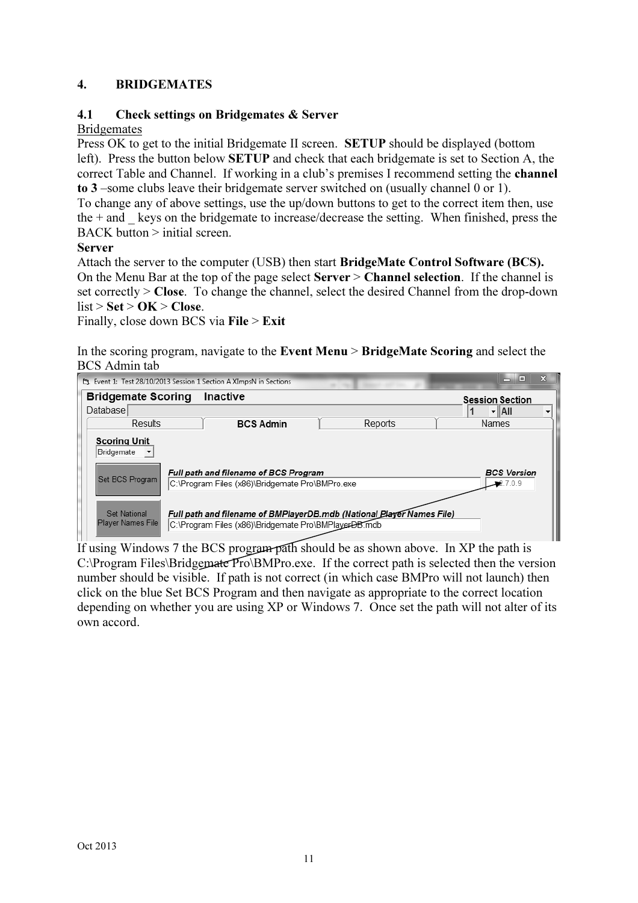## 4. BRIDGEMATES

### 4.1 Check settings on Bridgemates & Server

Bridgemates

Press OK to get to the initial Bridgemate II screen. **SETUP** should be displayed (bottom left). Press the button below **SETUP** and check that each bridgemate is set to Section A, the correct Table and Channel. If working in a club's premises I recommend setting the **channel to 3** –some clubs leave their bridgemate server switched on (usually channel 0 or 1).

To change any of above settings, use the up/down buttons to get to the correct item then, use the + and _ keys on the bridgemate to increase/decrease the setting. When finished, press the BACK button > initial screen.

**Server**

Attach the server to the computer (USB) then start **BridgeMate Control Software (BCS).** On the Menu Bar at the top of the page select **Server** > **Channel selection**. If the channel is set correctly > **Close**. To change the channel, select the desired Channel from the drop-down list > **Set** > **OK** > **Close**.

Finally, close down BCS via **File** > **Exit**

In the scoring program, navigate to the **Event Menu** > **BridgeMate Scoring** and select the BCS Admin tab

If using Windows 7 the BCS program path should be as shown above. In XP the path is C:\Program Files\Bridgemate Pro\BMPro.exe. If the correct path is selected then the version number should be visible. If path is not correct (in which case BMPro will not launch) then click on the blue Set BCS Program and then navigate as appropriate to the correct location depending on whether you are using XP or Windows 7. Once set the path will not alter of its own accord.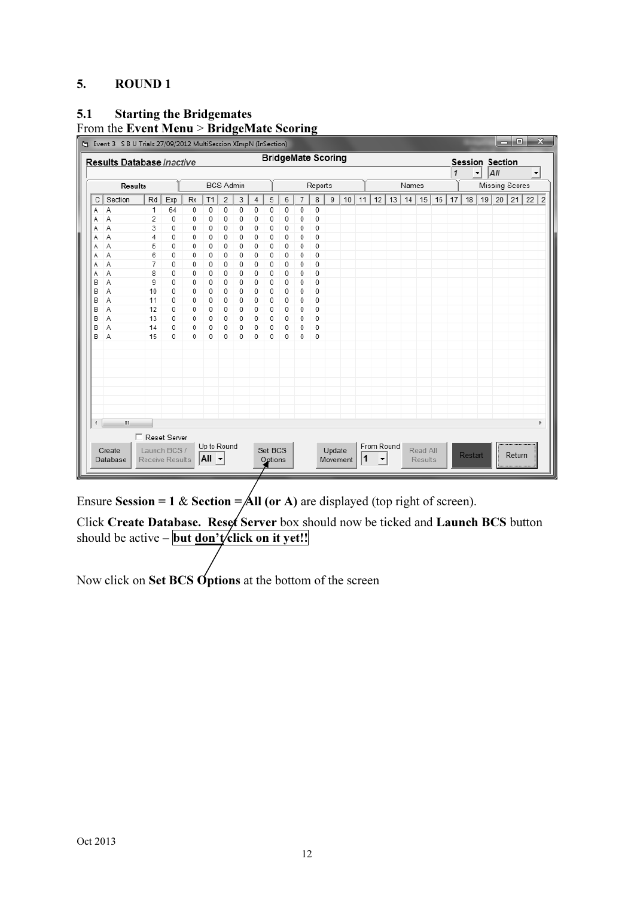## 5. ROUND 1

### 5.1 Starting the Bridgemates

From the **Event Menu** > **BridgeMate Scoring**

Ensure **Session = 1** & **Section = All (or A)** are displayed (top right of screen).

Click **Create Database. Reset Server** box should now be ticked and **Launch BCS** button should be active – **but don't click on it yet!!**

Now click on **Set BCS Options** at the bottom of the screen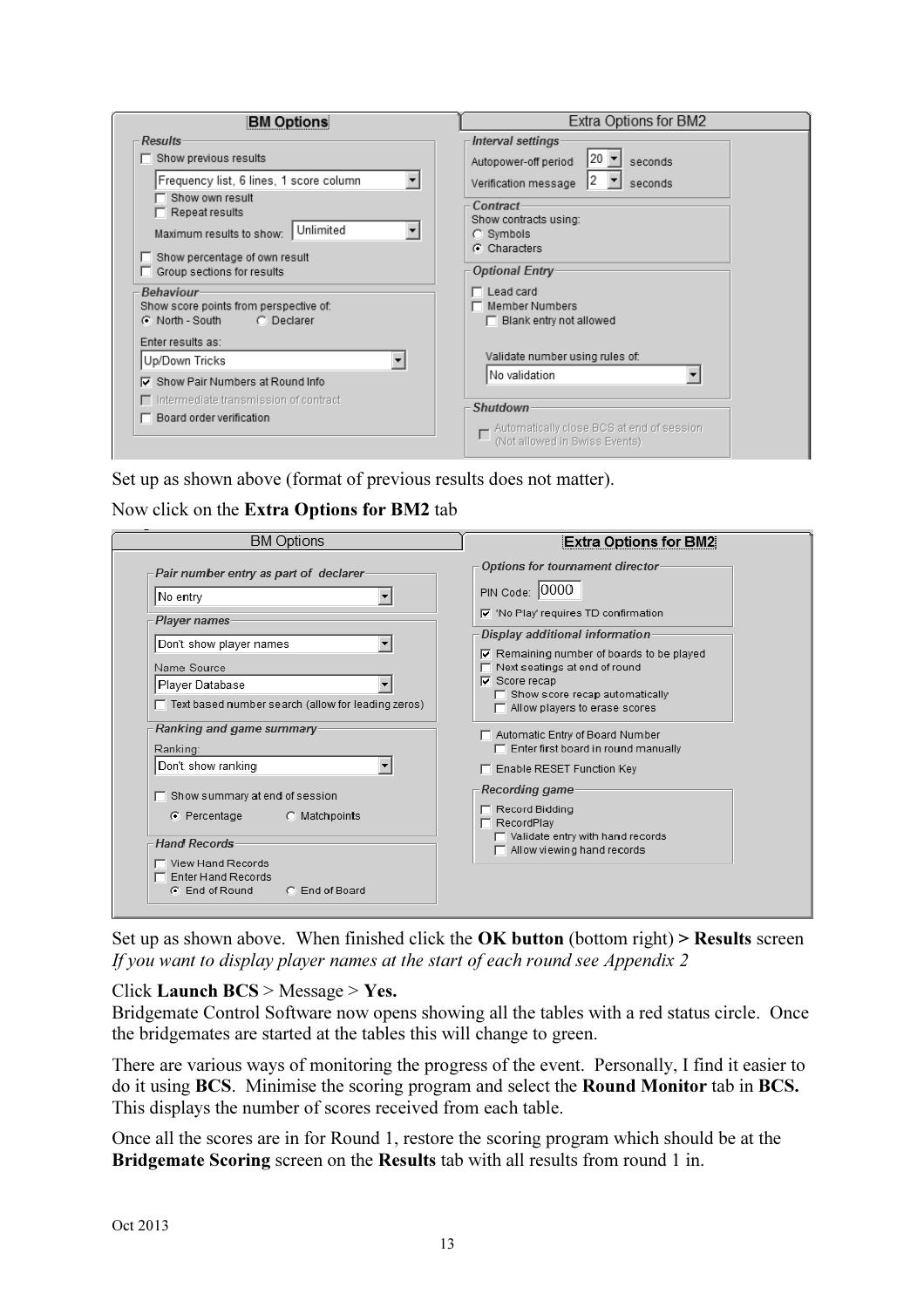**BM Options** | Extra Options for BM2

*Results*

- ☐ Show previous results
- Frequency list, 6 lines, 1 score column
- ☐ Show own result
- ☐ Repeat results
- Maximum results to show: Unlimited
- ☐ Show percentage of own result
- ☐ Group sections for results

*Behaviour*

Show score points from perspective of: ◉ North - South ○ Declarer

Enter results as: Up/Down Tricks

- ☑ Show Pair Numbers at Round Info
- ☐ Intermediate transmission of contract
- ☐ Board order verification

*Interval settings*

- Autopower-off period 20 seconds
- Verification message 2 seconds

*Contract*

Show contracts using: ○ Symbols ◉ Characters

*Optional Entry*

- ☐ Lead card
- ☐ Member Numbers
- ☐ Blank entry not allowed

Validate number using rules of: No validation

*Shutdown*

- ☐ Automatically close BCS at end of session (Not allowed in Swiss Events)

Set up as shown above (format of previous results does not matter).

Now click on the **Extra Options for BM2** tab

BM Options | **Extra Options for BM2**

*Pair number entry as part of declarer*

No entry

*Player names*

Don't show player names

Name Source: Player Database

- ☐ Text based number search (allow for leading zeros)

*Ranking and game summary*

Ranking: Don't show ranking

- ☐ Show summary at end of session
- ◉ Percentage ○ Matchpoints

*Hand Records*

- ☐ View Hand Records
- ☐ Enter Hand Records
- ◉ End of Round ○ End of Board

*Options for tournament director*

PIN Code: 0000

- ☑ 'No Play' requires TD confirmation

*Display additional information*

- ☑ Remaining number of boards to be played
- ☐ Next seatings at end of round
- ☑ Score recap
- ☐ Show score recap automatically
- ☐ Allow players to erase scores

- ☐ Automatic Entry of Board Number
- ☐ Enter first board in round manually
- ☐ Enable RESET Function Key

*Recording game*

- ☐ Record Bidding
- ☐ RecordPlay
- ☐ Validate entry with hand records
- ☐ Allow viewing hand records

Set up as shown above. When finished click the **OK button** (bottom right) **> Results** screen
*If you want to display player names at the start of each round see Appendix 2*

Click **Launch BCS** > Message > **Yes.**
Bridgemate Control Software now opens showing all the tables with a red status circle. Once the bridgemates are started at the tables this will change to green.

There are various ways of monitoring the progress of the event. Personally, I find it easier to do it using **BCS**. Minimise the scoring program and select the **Round Monitor** tab in **BCS.** This displays the number of scores received from each table.

Once all the scores are in for Round 1, restore the scoring program which should be at the **Bridgemate Scoring** screen on the **Results** tab with all results from round 1 in.

Oct 2013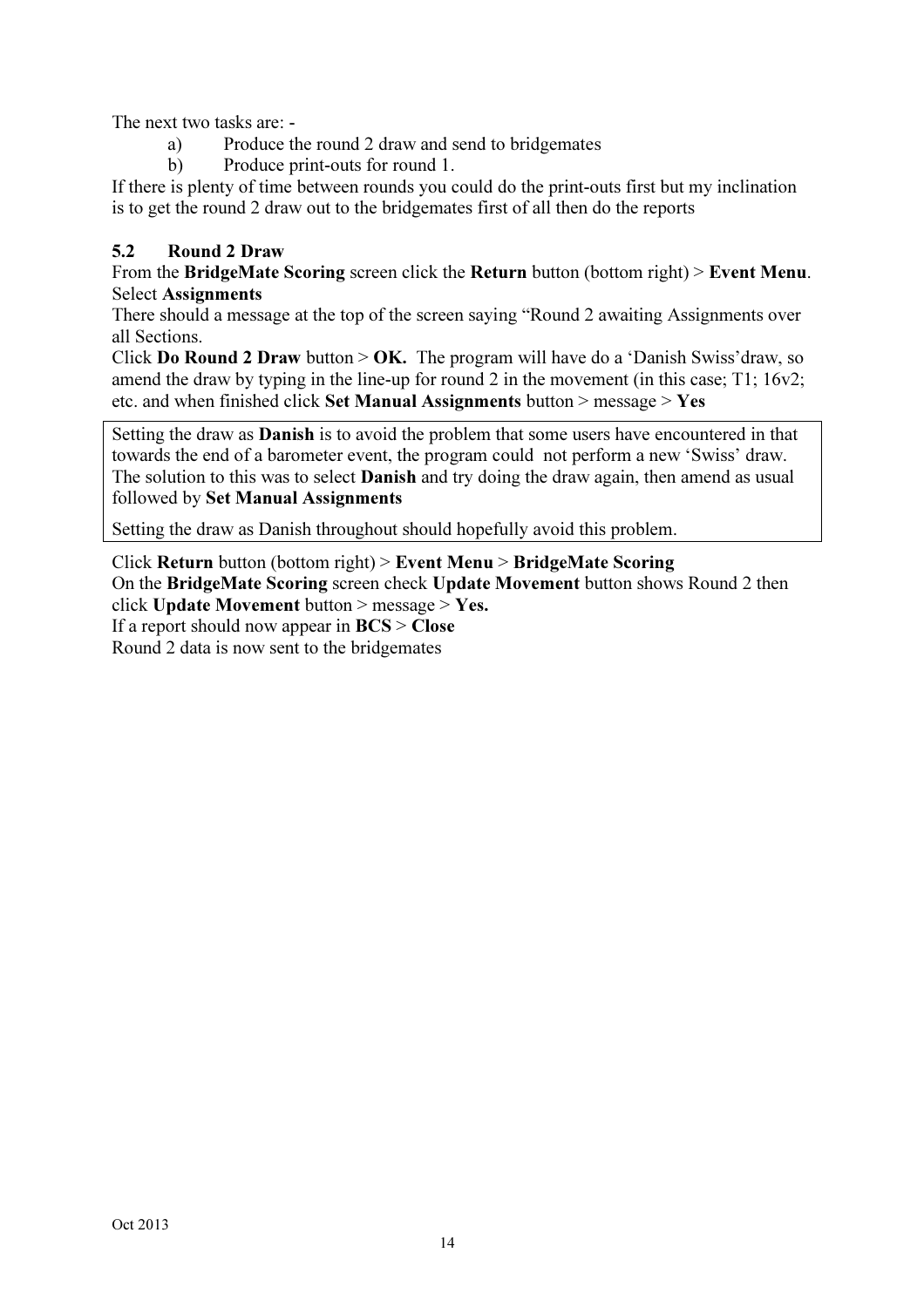The next two tasks are: -

a) Produce the round 2 draw and send to bridgemates
b) Produce print-outs for round 1.

If there is plenty of time between rounds you could do the print-outs first but my inclination is to get the round 2 draw out to the bridgemates first of all then do the reports

### 5.2 Round 2 Draw

From the **BridgeMate Scoring** screen click the **Return** button (bottom right) > **Event Menu**. Select **Assignments**

There should a message at the top of the screen saying "Round 2 awaiting Assignments over all Sections.

Click **Do Round 2 Draw** button > **OK.** The program will have do a 'Danish Swiss'draw, so amend the draw by typing in the line-up for round 2 in the movement (in this case; T1; 16v2; etc. and when finished click **Set Manual Assignments** button > message > **Yes**

> Setting the draw as **Danish** is to avoid the problem that some users have encountered in that towards the end of a barometer event, the program could not perform a new 'Swiss' draw. The solution to this was to select **Danish** and try doing the draw again, then amend as usual followed by **Set Manual Assignments**
>
> Setting the draw as Danish throughout should hopefully avoid this problem.

Click **Return** button (bottom right) > **Event Menu** > **BridgeMate Scoring**

On the **BridgeMate Scoring** screen check **Update Movement** button shows Round 2 then click **Update Movement** button > message > **Yes.**

If a report should now appear in **BCS** > **Close**

Round 2 data is now sent to the bridgemates

Oct 2013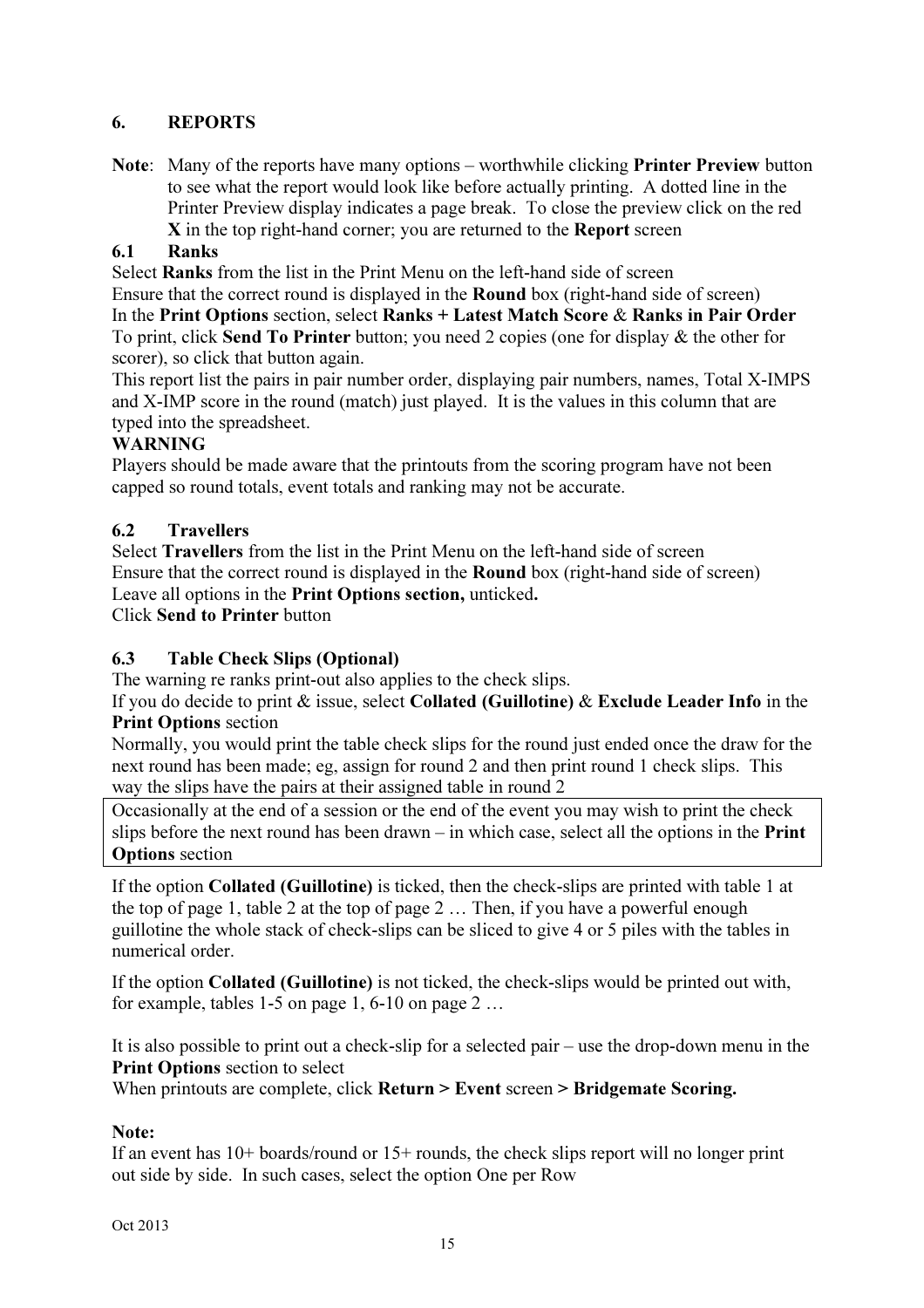## 6. REPORTS

**Note**: Many of the reports have many options – worthwhile clicking **Printer Preview** button to see what the report would look like before actually printing. A dotted line in the Printer Preview display indicates a page break. To close the preview click on the red **X** in the top right-hand corner; you are returned to the **Report** screen

### 6.1 Ranks

Select **Ranks** from the list in the Print Menu on the left-hand side of screen

Ensure that the correct round is displayed in the **Round** box (right-hand side of screen)

In the **Print Options** section, select **Ranks + Latest Match Score** & **Ranks in Pair Order**

To print, click **Send To Printer** button; you need 2 copies (one for display & the other for scorer), so click that button again.

This report list the pairs in pair number order, displaying pair numbers, names, Total X-IMPS and X-IMP score in the round (match) just played. It is the values in this column that are typed into the spreadsheet.

**WARNING**

Players should be made aware that the printouts from the scoring program have not been capped so round totals, event totals and ranking may not be accurate.

### 6.2 Travellers

Select **Travellers** from the list in the Print Menu on the left-hand side of screen

Ensure that the correct round is displayed in the **Round** box (right-hand side of screen)

Leave all options in the **Print Options section,** unticked**.**

Click **Send to Printer** button

### 6.3 Table Check Slips (Optional)

The warning re ranks print-out also applies to the check slips.

If you do decide to print & issue, select **Collated (Guillotine)** & **Exclude Leader Info** in the **Print Options** section

Normally, you would print the table check slips for the round just ended once the draw for the next round has been made; eg, assign for round 2 and then print round 1 check slips. This way the slips have the pairs at their assigned table in round 2

Occasionally at the end of a session or the end of the event you may wish to print the check slips before the next round has been drawn – in which case, select all the options in the **Print Options** section

If the option **Collated (Guillotine)** is ticked, then the check-slips are printed with table 1 at the top of page 1, table 2 at the top of page 2 … Then, if you have a powerful enough guillotine the whole stack of check-slips can be sliced to give 4 or 5 piles with the tables in numerical order.

If the option **Collated (Guillotine)** is not ticked, the check-slips would be printed out with, for example, tables 1-5 on page 1, 6-10 on page 2 …

It is also possible to print out a check-slip for a selected pair – use the drop-down menu in the **Print Options** section to select

When printouts are complete, click **Return > Event** screen **> Bridgemate Scoring.**

**Note:**

If an event has 10+ boards/round or 15+ rounds, the check slips report will no longer print out side by side. In such cases, select the option One per Row

Oct 2013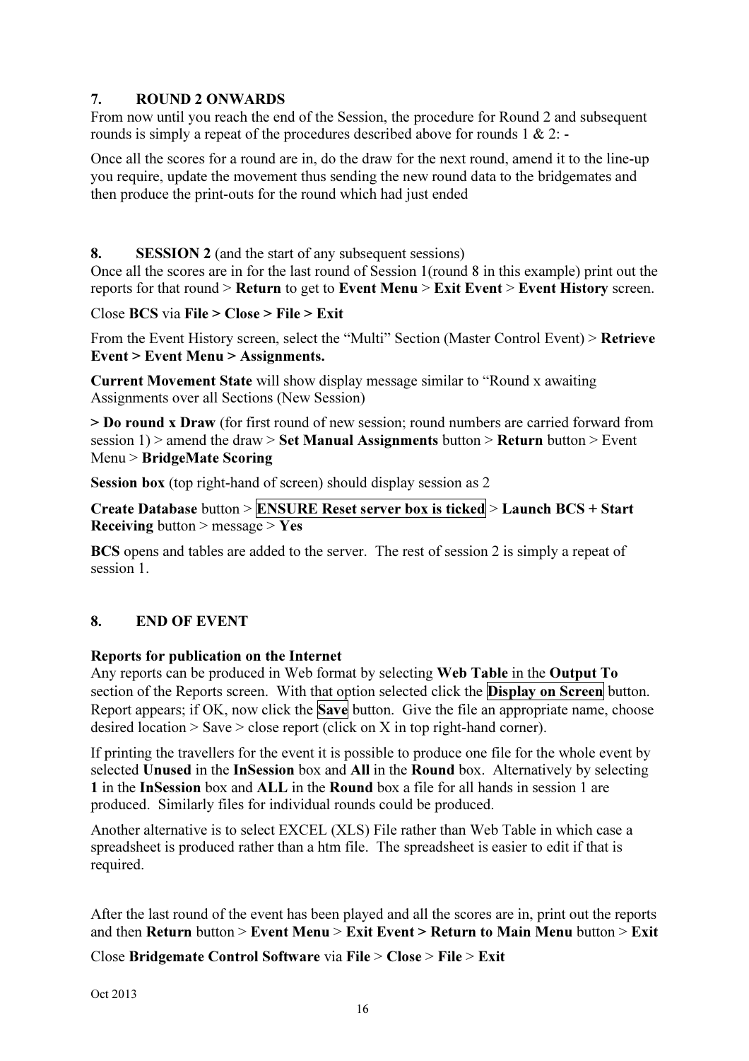## 7. ROUND 2 ONWARDS

From now until you reach the end of the Session, the procedure for Round 2 and subsequent rounds is simply a repeat of the procedures described above for rounds 1 & 2: -

Once all the scores for a round are in, do the draw for the next round, amend it to the line-up you require, update the movement thus sending the new round data to the bridgemates and then produce the print-outs for the round which had just ended

## 8. SESSION 2 (and the start of any subsequent sessions)

Once all the scores are in for the last round of Session 1(round 8 in this example) print out the reports for that round > **Return** to get to **Event Menu** > **Exit Event** > **Event History** screen.

Close **BCS** via **File > Close > File > Exit**

From the Event History screen, select the "Multi" Section (Master Control Event) > **Retrieve Event > Event Menu > Assignments.**

**Current Movement State** will show display message similar to "Round x awaiting Assignments over all Sections (New Session)

**> Do round x Draw** (for first round of new session; round numbers are carried forward from session 1) > amend the draw > **Set Manual Assignments** button > **Return** button > Event Menu > **BridgeMate Scoring**

**Session box** (top right-hand of screen) should display session as 2

**Create Database** button > **ENSURE Reset server box is ticked** > **Launch BCS + Start Receiving** button > message > **Yes**

**BCS** opens and tables are added to the server. The rest of session 2 is simply a repeat of session 1.

## 8. END OF EVENT

**Reports for publication on the Internet**

Any reports can be produced in Web format by selecting **Web Table** in the **Output To** section of the Reports screen. With that option selected click the **Display on Screen** button. Report appears; if OK, now click the **Save** button. Give the file an appropriate name, choose desired location > Save > close report (click on X in top right-hand corner).

If printing the travellers for the event it is possible to produce one file for the whole event by selected **Unused** in the **InSession** box and **All** in the **Round** box. Alternatively by selecting **1** in the **InSession** box and **ALL** in the **Round** box a file for all hands in session 1 are produced. Similarly files for individual rounds could be produced.

Another alternative is to select EXCEL (XLS) File rather than Web Table in which case a spreadsheet is produced rather than a htm file. The spreadsheet is easier to edit if that is required.

After the last round of the event has been played and all the scores are in, print out the reports and then **Return** button > **Event Menu** > **Exit Event > Return to Main Menu** button > **Exit**

Close **Bridgemate Control Software** via **File** > **Close** > **File** > **Exit**

Oct 2013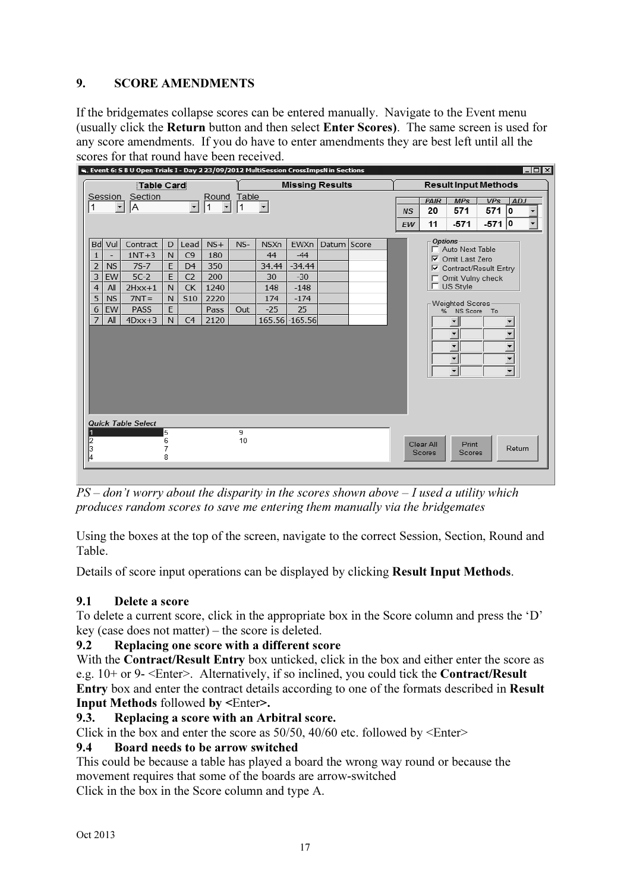## 9. SCORE AMENDMENTS

If the bridgemates collapse scores can be entered manually. Navigate to the Event menu (usually click the **Return** button and then select **Enter Scores**). The same screen is used for any score amendments. If you do have to enter amendments they are best left until all the scores for that round have been received.

*PS – don't worry about the disparity in the scores shown above – I used a utility which produces random scores to save me entering them manually via the bridgemates*

Using the boxes at the top of the screen, navigate to the correct Session, Section, Round and Table.

Details of score input operations can be displayed by clicking **Result Input Methods**.

### 9.1 Delete a score

To delete a current score, click in the appropriate box in the Score column and press the 'D' key (case does not matter) – the score is deleted.

### 9.2 Replacing one score with a different score

With the **Contract/Result Entry** box unticked, click in the box and either enter the score as e.g. 10+ or 9- <Enter>. Alternatively, if so inclined, you could tick the **Contract/Result Entry** box and enter the contract details according to one of the formats described in **Result Input Methods** followed **by <**Enter**>.**

### 9.3. Replacing a score with an Arbitral score.

Click in the box and enter the score as 50/50, 40/60 etc. followed by <Enter>

### 9.4 Board needs to be arrow switched

This could be because a table has played a board the wrong way round or because the movement requires that some of the boards are arrow-switched

Click in the box in the Score column and type A.

Oct 2013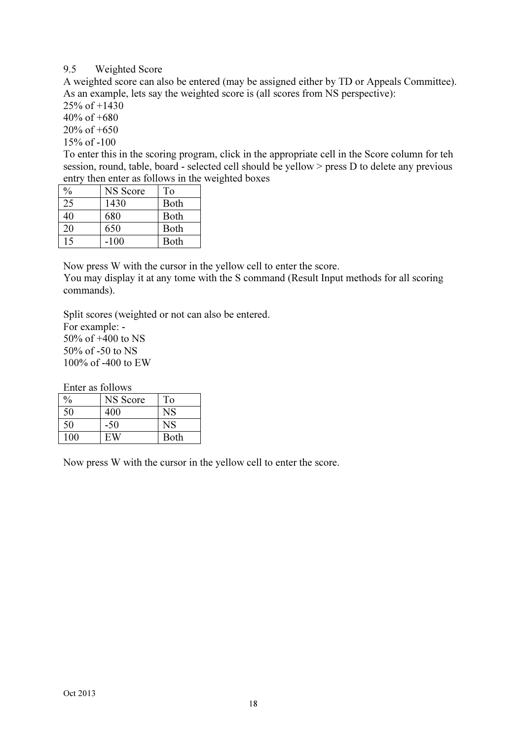## 9.5 Weighted Score

A weighted score can also be entered (may be assigned either by TD or Appeals Committee). As an example, lets say the weighted score is (all scores from NS perspective):

25% of +1430

40% of +680

20% of +650

15% of -100

To enter this in the scoring program, click in the appropriate cell in the Score column for teh session, round, table, board - selected cell should be yellow > press D to delete any previous entry then enter as follows in the weighted boxes

| % | NS Score | To |
|---|---|---|
| 25 | 1430 | Both |
| 40 | 680 | Both |
| 20 | 650 | Both |
| 15 | -100 | Both |

Now press W with the cursor in the yellow cell to enter the score.

You may display it at any tome with the S command (Result Input methods for all scoring commands).

Split scores (weighted or not can also be entered.

For example: -

50% of +400 to NS

50% of -50 to NS

100% of -400 to EW

Enter as follows

| % | NS Score | To |
|---|---|---|
| 50 | 400 | NS |
| 50 | -50 | NS |
| 100 | EW | Both |

Now press W with the cursor in the yellow cell to enter the score.

Oct 2013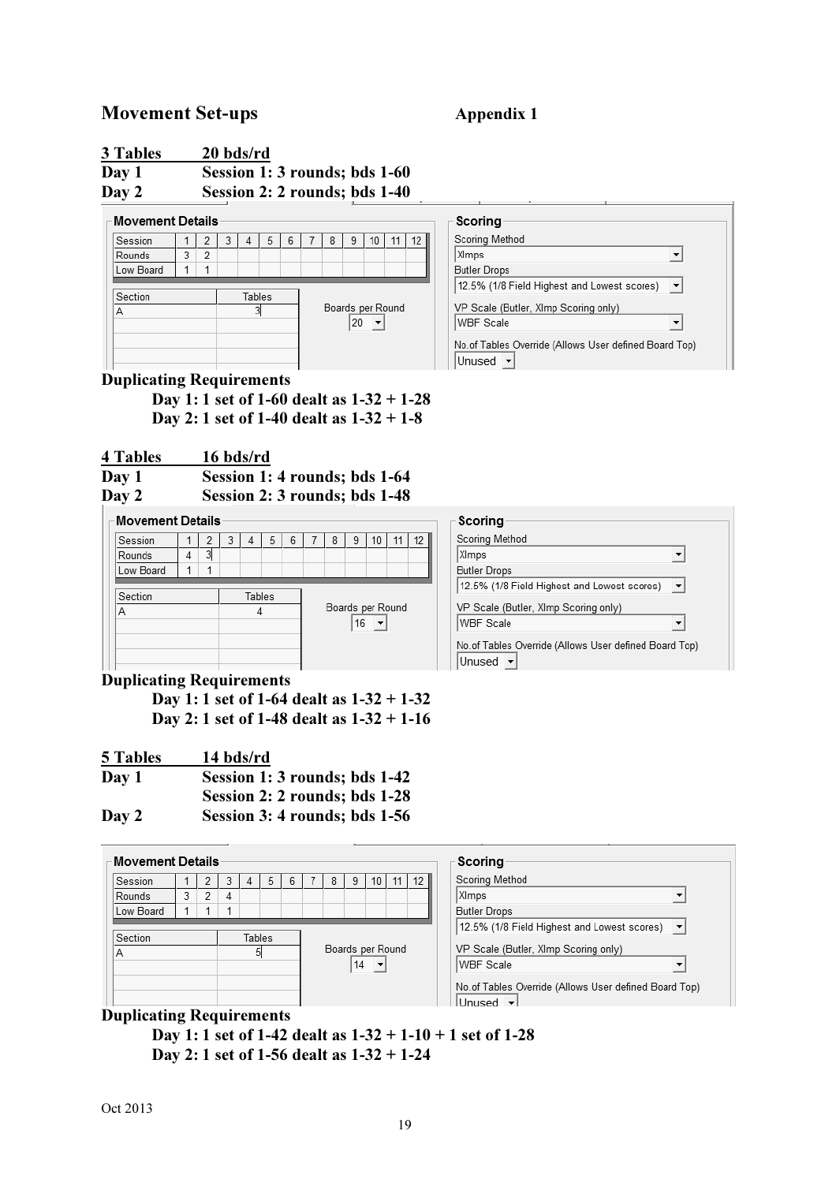## Movement Set-ups                Appendix 1

**3 Tables 20 bds/rd**

**Day 1** **Session 1: 3 rounds; bds 1-60**

**Day 2** **Session 2: 2 rounds; bds 1-40**

**Movement Details**

| Session | 1 | 2 | 3 | 4 | 5 | 6 | 7 | 8 | 9 | 10 | 11 | 12 |
|---|---|---|---|---|---|---|---|---|---|---|---|---|
| Rounds | 3 | 2 | | | | | | | | | | |
| Low Board | 1 | 1 | | | | | | | | | | |

| Section | Tables |
|---|---|
| A | 3 |

Boards per Round: 20

**Scoring**

Scoring Method: Ximps

Butler Drops: 12.5% (1/8 Field Highest and Lowest scores)

VP Scale (Butler, XImp Scoring only): WBF Scale

No.of Tables Override (Allows User defined Board Top): Unused

**Duplicating Requirements**

**Day 1: 1 set of 1-60 dealt as 1-32 + 1-28**

**Day 2: 1 set of 1-40 dealt as 1-32 + 1-8**

**4 Tables 16 bds/rd**

**Day 1** **Session 1: 4 rounds; bds 1-64**

**Day 2** **Session 2: 3 rounds; bds 1-48**

**Movement Details**

| Session | 1 | 2 | 3 | 4 | 5 | 6 | 7 | 8 | 9 | 10 | 11 | 12 |
|---|---|---|---|---|---|---|---|---|---|---|---|---|
| Rounds | 4 | 3 | | | | | | | | | | |
| Low Board | 1 | 1 | | | | | | | | | | |

| Section | Tables |
|---|---|
| A | 4 |

Boards per Round: 16

**Scoring**

Scoring Method: XImps

Butler Drops: 12.5% (1/8 Field Highest and Lowest scores)

VP Scale (Butler, XImp Scoring only): WBF Scale

No.of Tables Override (Allows User defined Board Top): Unused

**Duplicating Requirements**

**Day 1: 1 set of 1-64 dealt as 1-32 + 1-32**

**Day 2: 1 set of 1-48 dealt as 1-32 + 1-16**

**5 Tables 14 bds/rd**

**Day 1** **Session 1: 3 rounds; bds 1-42**

**Session 2: 2 rounds; bds 1-28**

**Day 2** **Session 3: 4 rounds; bds 1-56**

**Movement Details**

| Session | 1 | 2 | 3 | 4 | 5 | 6 | 7 | 8 | 9 | 10 | 11 | 12 |
|---|---|---|---|---|---|---|---|---|---|---|---|---|
| Rounds | 3 | 2 | 4 | | | | | | | | | |
| Low Board | 1 | 1 | 1 | | | | | | | | | |

| Section | Tables |
|---|---|
| A | 5 |

Boards per Round: 14

**Scoring**

Scoring Method: XImps

Butler Drops: 12.5% (1/8 Field Highest and Lowest scores)

VP Scale (Butler, XImp Scoring only): WBF Scale

No.of Tables Override (Allows User defined Board Top): Unused

**Duplicating Requirements**

**Day 1: 1 set of 1-42 dealt as 1-32 + 1-10 + 1 set of 1-28**

**Day 2: 1 set of 1-56 dealt as 1-32 + 1-24**

Oct 2013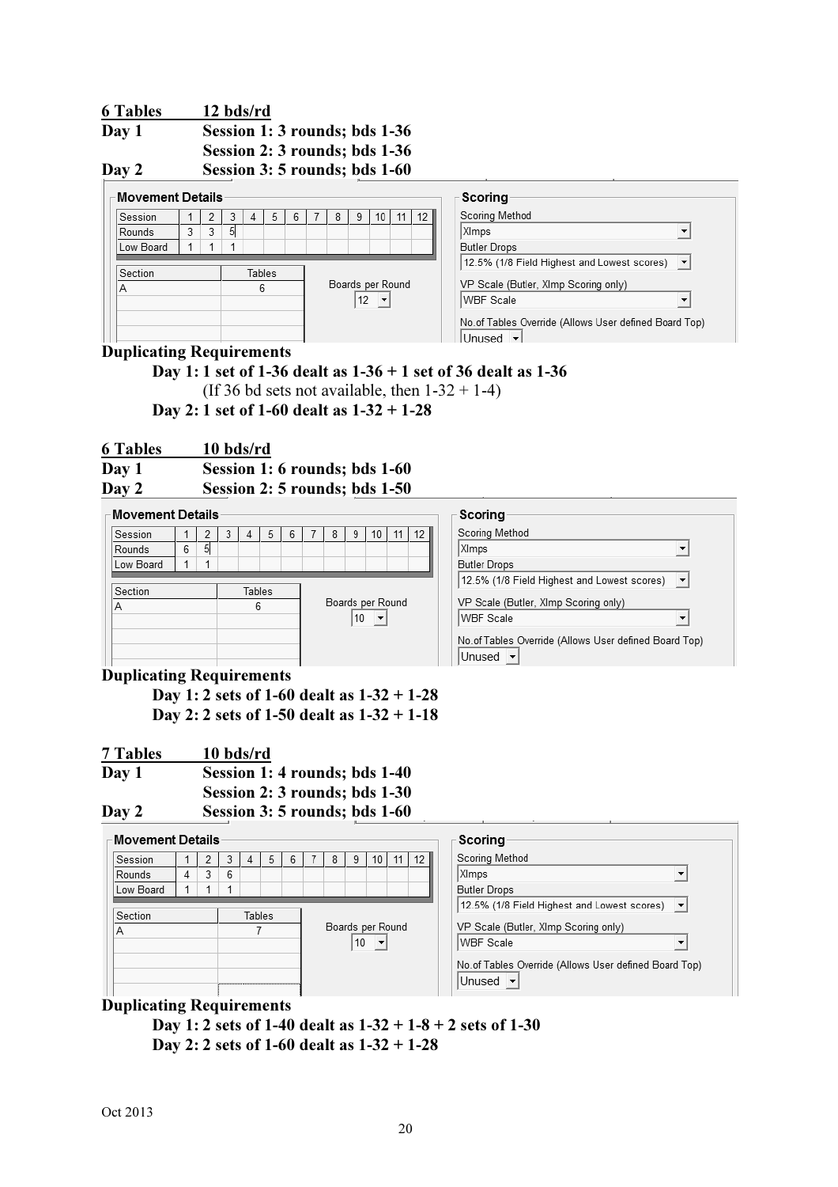**6 Tables 12 bds/rd**

**Day 1 Session 1: 3 rounds; bds 1-36**

**Session 2: 3 rounds; bds 1-36**

**Day 2 Session 3: 5 rounds; bds 1-60**

**Movement Details**

| Session | 1 | 2 | 3 | 4 | 5 | 6 | 7 | 8 | 9 | 10 | 11 | 12 |
|---|---|---|---|---|---|---|---|---|---|---|---|---|
| Rounds | 3 | 3 | 5 | | | | | | | | | |
| Low Board | 1 | 1 | 1 | | | | | | | | | |

| Section | Tables |
|---|---|
| A | 6 |

Boards per Round: 12

**Scoring**

Scoring Method: XImps

Butler Drops: 12.5% (1/8 Field Highest and Lowest scores)

VP Scale (Butler, XImp Scoring only): WBF Scale

No.of Tables Override (Allows User defined Board Top): Unused

**Duplicating Requirements**

**Day 1: 1 set of 1-36 dealt as 1-36 + 1 set of 36 dealt as 1-36**

(If 36 bd sets not available, then 1-32 + 1-4)

**Day 2: 1 set of 1-60 dealt as 1-32 + 1-28**

**6 Tables 10 bds/rd**

**Day 1 Session 1: 6 rounds; bds 1-60**

**Day 2 Session 2: 5 rounds; bds 1-50**

**Movement Details**

| Session | 1 | 2 | 3 | 4 | 5 | 6 | 7 | 8 | 9 | 10 | 11 | 12 |
|---|---|---|---|---|---|---|---|---|---|---|---|---|
| Rounds | 6 | 5 | | | | | | | | | | |
| Low Board | 1 | 1 | | | | | | | | | | |

| Section | Tables |
|---|---|
| A | 6 |

Boards per Round: 10

**Scoring**

Scoring Method: XImps

Butler Drops: 12.5% (1/8 Field Highest and Lowest scores)

VP Scale (Butler, XImp Scoring only): WBF Scale

No.of Tables Override (Allows User defined Board Top): Unused

**Duplicating Requirements**

**Day 1: 2 sets of 1-60 dealt as 1-32 + 1-28**

**Day 2: 2 sets of 1-50 dealt as 1-32 + 1-18**

**7 Tables 10 bds/rd**

**Day 1 Session 1: 4 rounds; bds 1-40**

**Session 2: 3 rounds; bds 1-30**

**Day 2 Session 3: 5 rounds; bds 1-60**

**Movement Details**

| Session | 1 | 2 | 3 | 4 | 5 | 6 | 7 | 8 | 9 | 10 | 11 | 12 |
|---|---|---|---|---|---|---|---|---|---|---|---|---|
| Rounds | 4 | 3 | 6 | | | | | | | | | |
| Low Board | 1 | 1 | 1 | | | | | | | | | |

| Section | Tables |
|---|---|
| A | 7 |

Boards per Round: 10

**Scoring**

Scoring Method: XImps

Butler Drops: 12.5% (1/8 Field Highest and Lowest scores)

VP Scale (Butler, XImp Scoring only): WBF Scale

No.of Tables Override (Allows User defined Board Top): Unused

**Duplicating Requirements**

**Day 1: 2 sets of 1-40 dealt as 1-32 + 1-8 + 2 sets of 1-30**

**Day 2: 2 sets of 1-60 dealt as 1-32 + 1-28**

Oct 2013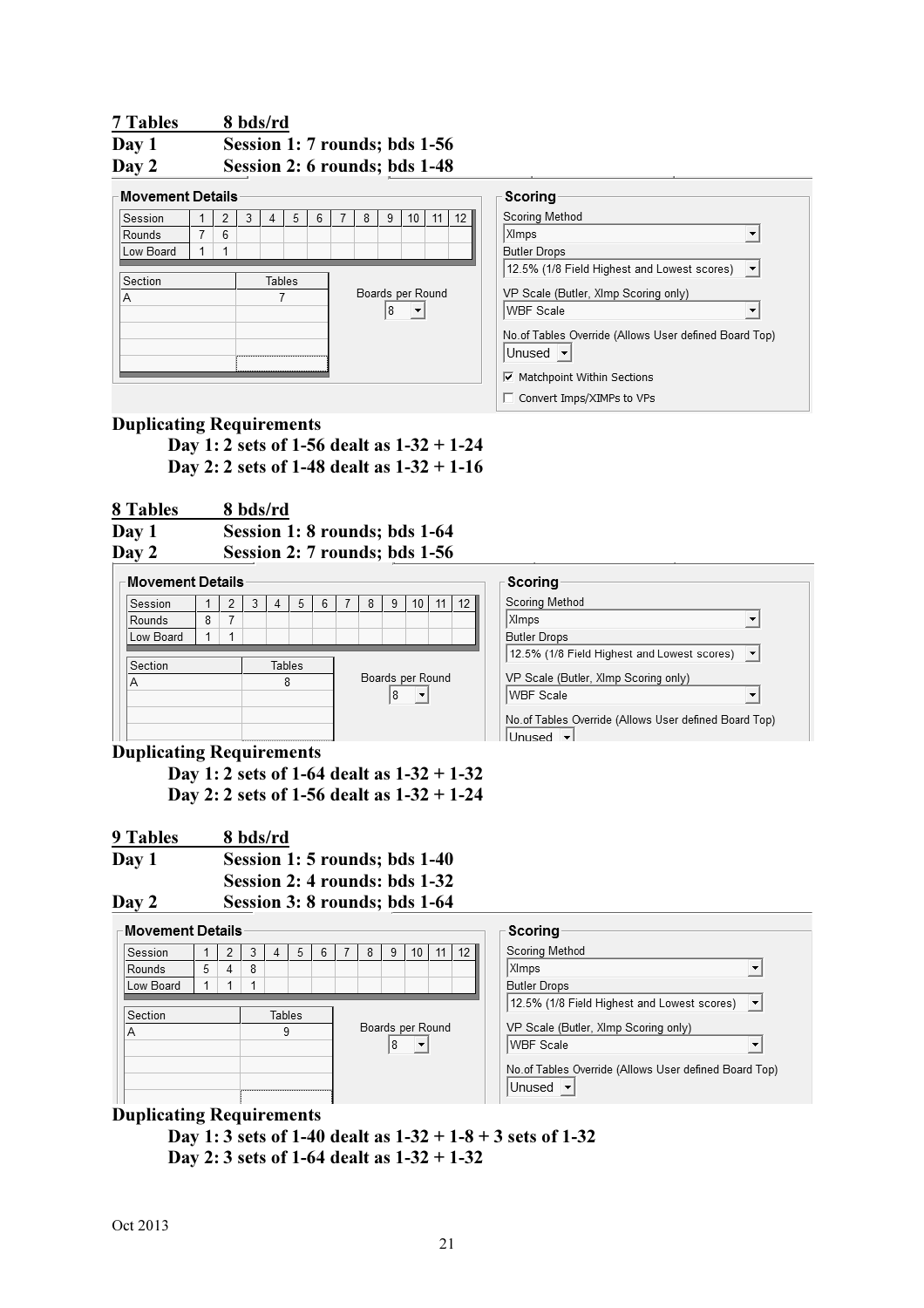**7 Tables 8 bds/rd**

**Day 1 Session 1: 7 rounds; bds 1-56**

**Day 2 Session 2: 6 rounds; bds 1-48**

**Movement Details**

| Session | 1 | 2 | 3 | 4 | 5 | 6 | 7 | 8 | 9 | 10 | 11 | 12 |
|---|---|---|---|---|---|---|---|---|---|---|---|---|
| Rounds | 7 | 6 | | | | | | | | | | |
| Low Board | 1 | 1 | | | | | | | | | | |

| Section | Tables |
|---|---|
| A | 7 |

Boards per Round: 8

**Scoring**

Scoring Method: XImps

Butler Drops: 12.5% (1/8 Field Highest and Lowest scores)

VP Scale (Butler, XImp Scoring only): WBF Scale

No.of Tables Override (Allows User defined Board Top): Unused

☑ Matchpoint Within Sections

☐ Convert Imps/XIMPs to VPs

**Duplicating Requirements**

**Day 1: 2 sets of 1-56 dealt as 1-32 + 1-24**
**Day 2: 2 sets of 1-48 dealt as 1-32 + 1-16**

**8 Tables 8 bds/rd**

**Day 1 Session 1: 8 rounds; bds 1-64**

**Day 2 Session 2: 7 rounds; bds 1-56**

**Movement Details**

| Session | 1 | 2 | 3 | 4 | 5 | 6 | 7 | 8 | 9 | 10 | 11 | 12 |
|---|---|---|---|---|---|---|---|---|---|---|---|---|
| Rounds | 8 | 7 | | | | | | | | | | |
| Low Board | 1 | 1 | | | | | | | | | | |

| Section | Tables |
|---|---|
| A | 8 |

Boards per Round: 8

**Scoring**

Scoring Method: XImps

Butler Drops: 12.5% (1/8 Field Highest and Lowest scores)

VP Scale (Butler, XImp Scoring only): WBF Scale

No.of Tables Override (Allows User defined Board Top): Unused

**Duplicating Requirements**

**Day 1: 2 sets of 1-64 dealt as 1-32 + 1-32**
**Day 2: 2 sets of 1-56 dealt as 1-32 + 1-24**

**9 Tables 8 bds/rd**

**Day 1 Session 1: 5 rounds; bds 1-40**

**Session 2: 4 rounds: bds 1-32**

**Day 2 Session 3: 8 rounds; bds 1-64**

**Movement Details**

| Session | 1 | 2 | 3 | 4 | 5 | 6 | 7 | 8 | 9 | 10 | 11 | 12 |
|---|---|---|---|---|---|---|---|---|---|---|---|---|
| Rounds | 5 | 4 | 8 | | | | | | | | | |
| Low Board | 1 | 1 | 1 | | | | | | | | | |

| Section | Tables |
|---|---|
| A | 9 |

Boards per Round: 8

**Scoring**

Scoring Method: XImps

Butler Drops: 12.5% (1/8 Field Highest and Lowest scores)

VP Scale (Butler, XImp Scoring only): WBF Scale

No.of Tables Override (Allows User defined Board Top): Unused

**Duplicating Requirements**

**Day 1: 3 sets of 1-40 dealt as 1-32 + 1-8 + 3 sets of 1-32**
**Day 2: 3 sets of 1-64 dealt as 1-32 + 1-32**

Oct 2013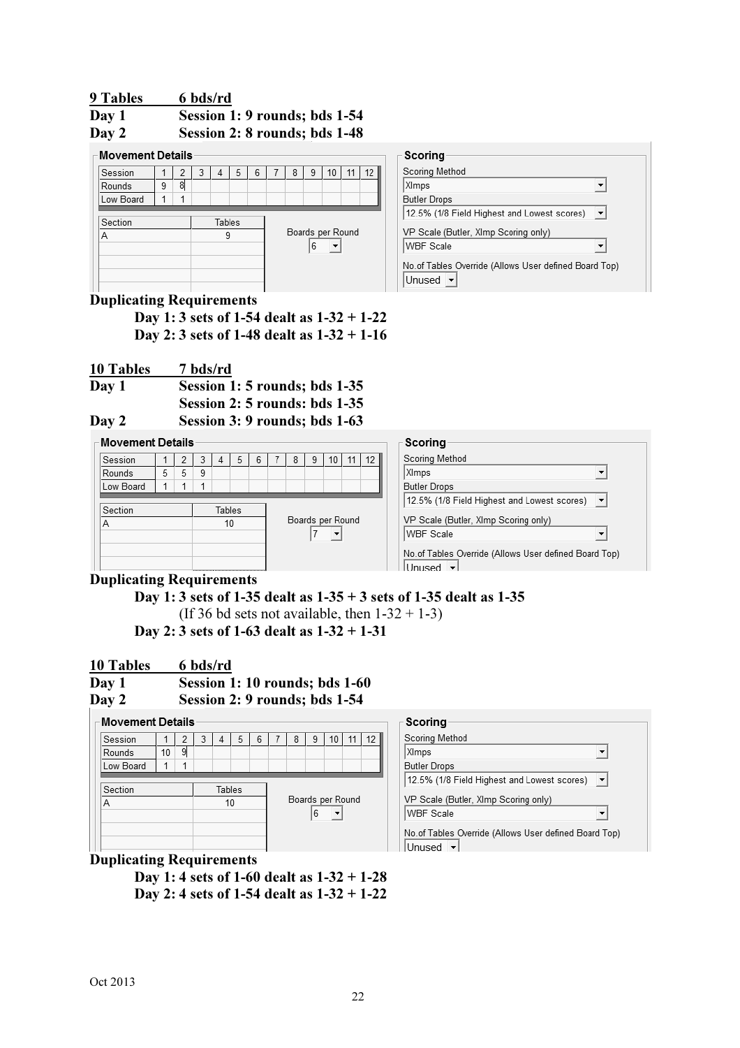**9 Tables 6 bds/rd**

**Day 1 Session 1: 9 rounds; bds 1-54**

**Day 2 Session 2: 8 rounds; bds 1-48**

**Movement Details**

| Session | 1 | 2 | 3 | 4 | 5 | 6 | 7 | 8 | 9 | 10 | 11 | 12 |
|---|---|---|---|---|---|---|---|---|---|---|---|---|
| Rounds | 9 | 8 | | | | | | | | | | |
| Low Board | 1 | 1 | | | | | | | | | | |

| Section | Tables |
|---|---|
| A | 9 |

Boards per Round: 6

**Scoring**

Scoring Method: XImps

Butler Drops: 12.5% (1/8 Field Highest and Lowest scores)

VP Scale (Butler, XImp Scoring only): WBF Scale

No.of Tables Override (Allows User defined Board Top): Unused

**Duplicating Requirements**

**Day 1: 3 sets of 1-54 dealt as 1-32 + 1-22**

**Day 2: 3 sets of 1-48 dealt as 1-32 + 1-16**

**10 Tables 7 bds/rd**

**Day 1 Session 1: 5 rounds; bds 1-35**

**Session 2: 5 rounds: bds 1-35**

**Day 2 Session 3: 9 rounds; bds 1-63**

**Movement Details**

| Session | 1 | 2 | 3 | 4 | 5 | 6 | 7 | 8 | 9 | 10 | 11 | 12 |
|---|---|---|---|---|---|---|---|---|---|---|---|---|
| Rounds | 5 | 5 | 9 | | | | | | | | | |
| Low Board | 1 | 1 | 1 | | | | | | | | | |

| Section | Tables |
|---|---|
| A | 10 |

Boards per Round: 7

**Scoring**

Scoring Method: XImps

Butler Drops: 12.5% (1/8 Field Highest and Lowest scores)

VP Scale (Butler, XImp Scoring only): WBF Scale

No.of Tables Override (Allows User defined Board Top): Unused

**Duplicating Requirements**

**Day 1: 3 sets of 1-35 dealt as 1-35 + 3 sets of 1-35 dealt as 1-35**

(If 36 bd sets not available, then 1-32 + 1-3)

**Day 2: 3 sets of 1-63 dealt as 1-32 + 1-31**

**10 Tables 6 bds/rd**

**Day 1 Session 1: 10 rounds; bds 1-60**

**Day 2 Session 2: 9 rounds; bds 1-54**

**Movement Details**

| Session | 1 | 2 | 3 | 4 | 5 | 6 | 7 | 8 | 9 | 10 | 11 | 12 |
|---|---|---|---|---|---|---|---|---|---|---|---|---|
| Rounds | 10 | 9 | | | | | | | | | | |
| Low Board | 1 | 1 | | | | | | | | | | |

| Section | Tables |
|---|---|
| A | 10 |

Boards per Round: 6

**Scoring**

Scoring Method: XImps

Butler Drops: 12.5% (1/8 Field Highest and Lowest scores)

VP Scale (Butler, XImp Scoring only): WBF Scale

No.of Tables Override (Allows User defined Board Top): Unused

**Duplicating Requirements**

**Day 1: 4 sets of 1-60 dealt as 1-32 + 1-28**

**Day 2: 4 sets of 1-54 dealt as 1-32 + 1-22**

Oct 2013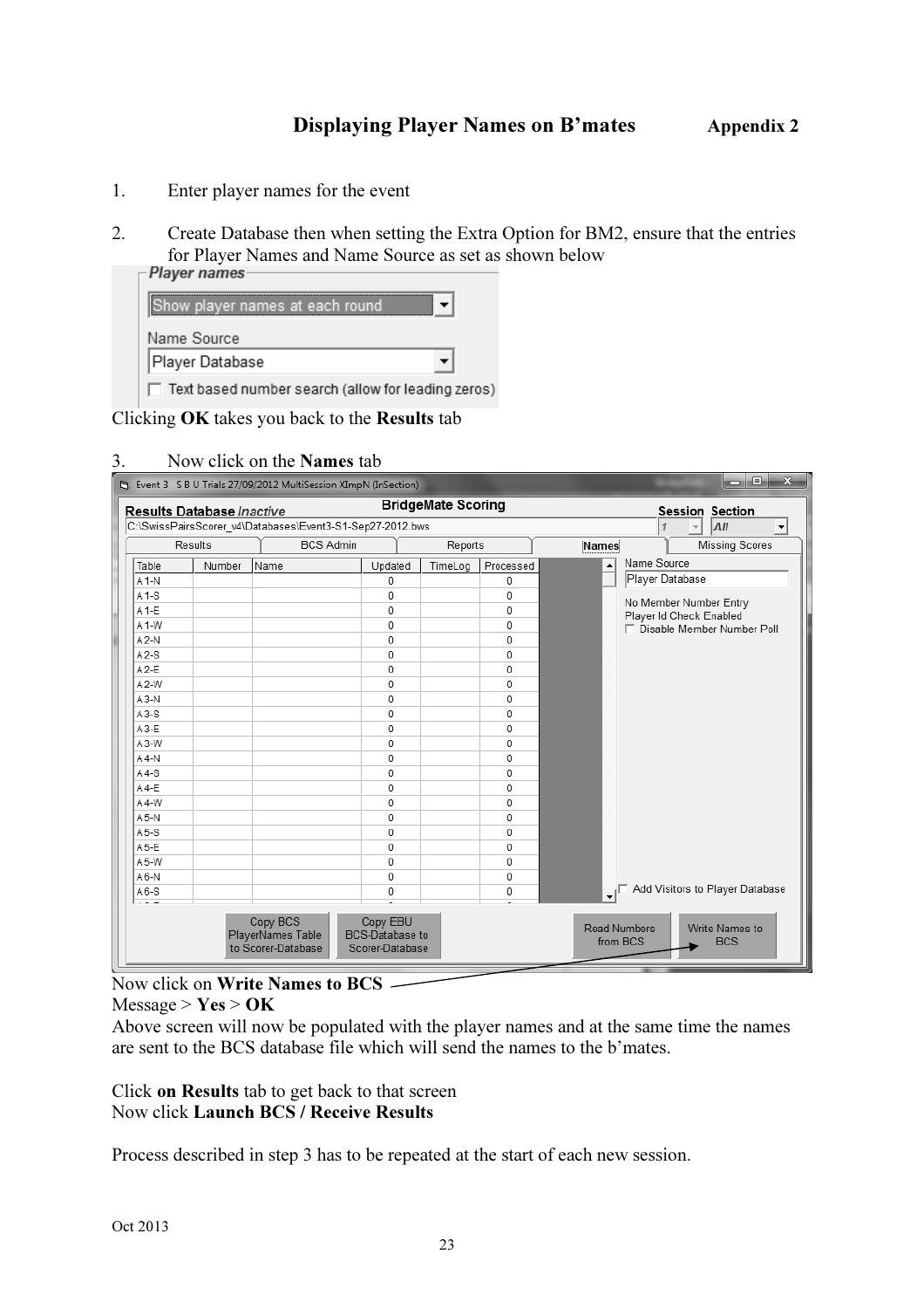# Displaying Player Names on B'mates

**Appendix 2**

1. Enter player names for the event

2. Create Database then when setting the Extra Option for BM2, ensure that the entries for Player Names and Name Source as set as shown below

Player names

Show player names at each round

Name Source

Player Database

Text based number search (allow for leading zeros)

Clicking **OK** takes you back to the **Results** tab

3. Now click on the **Names** tab

Event 3 S B U Trials 27/09/2012 MultiSession XImpN (InSection)

Results Database *Inactive* BridgeMate Scoring Session Section

C:\SwissPairsScorer_v4\Databases\Event3-S1-Sep27-2012.bws 1 All

Results | BCS Admin | Reports | Names | Missing Scores

| Table | Number | Name | Updated | TimeLog | Processed |
|---|---|---|---|---|---|
| A 1-N | | | 0 | | 0 |
| A 1-S | | | 0 | | 0 |
| A 1-E | | | 0 | | 0 |
| A 1-W | | | 0 | | 0 |
| A 2-N | | | 0 | | 0 |
| A 2-S | | | 0 | | 0 |
| A 2-E | | | 0 | | 0 |
| A 2-W | | | 0 | | 0 |
| A 3-N | | | 0 | | 0 |
| A 3-S | | | 0 | | 0 |
| A 3-E | | | 0 | | 0 |
| A 3-W | | | 0 | | 0 |
| A 4-N | | | 0 | | 0 |
| A 4-S | | | 0 | | 0 |
| A 4-E | | | 0 | | 0 |
| A 4-W | | | 0 | | 0 |
| A 5-N | | | 0 | | 0 |
| A 5-S | | | 0 | | 0 |
| A 5-E | | | 0 | | 0 |
| A 5-W | | | 0 | | 0 |
| A 6-N | | | 0 | | 0 |
| A 6-S | | | 0 | | 0 |

Name Source

Player Database

No Member Number Entry

Player Id Check Enabled

Disable Member Number Poll

Add Visitors to Player Database

Copy BCS PlayerNames Table to Scorer-Database | Copy EBU BCS-Database to Scorer-Database | Read Numbers from BCS | Write Names to BCS

Now click on **Write Names to BCS**

Message > **Yes** > **OK**

Above screen will now be populated with the player names and at the same time the names are sent to the BCS database file which will send the names to the b'mates.

Click **on Results** tab to get back to that screen

Now click **Launch BCS / Receive Results**

Process described in step 3 has to be repeated at the start of each new session.

Oct 2013